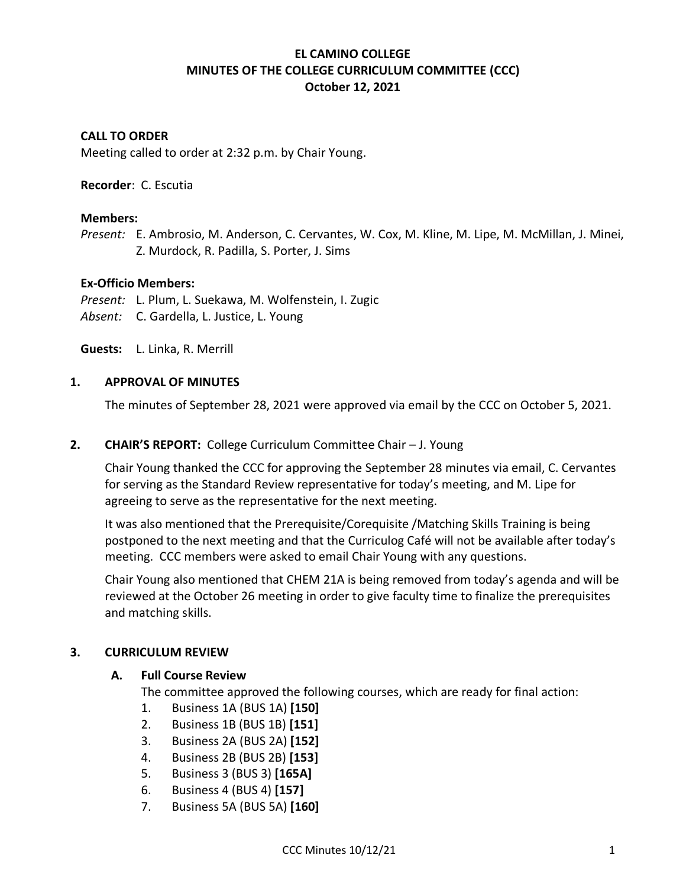# EL CAMINO COLLEGE
## MINUTES OF THE COLLEGE CURRICULUM COMMITTEE (CCC)
### October 12, 2021

**CALL TO ORDER**
Meeting called to order at 2:32 p.m. by Chair Young.

**Recorder**: C. Escutia

**Members:**
*Present:* E. Ambrosio, M. Anderson, C. Cervantes, W. Cox, M. Kline, M. Lipe, M. McMillan, J. Minei, Z. Murdock, R. Padilla, S. Porter, J. Sims

**Ex-Officio Members:**
*Present:* L. Plum, L. Suekawa, M. Wolfenstein, I. Zugic
*Absent:* C. Gardella, L. Justice, L. Young

**Guests:** L. Linka, R. Merrill

**1. APPROVAL OF MINUTES**

The minutes of September 28, 2021 were approved via email by the CCC on October 5, 2021.

**2. CHAIR'S REPORT:** College Curriculum Committee Chair – J. Young

Chair Young thanked the CCC for approving the September 28 minutes via email, C. Cervantes for serving as the Standard Review representative for today's meeting, and M. Lipe for agreeing to serve as the representative for the next meeting.

It was also mentioned that the Prerequisite/Corequisite /Matching Skills Training is being postponed to the next meeting and that the Curriculog Café will not be available after today's meeting. CCC members were asked to email Chair Young with any questions.

Chair Young also mentioned that CHEM 21A is being removed from today's agenda and will be reviewed at the October 26 meeting in order to give faculty time to finalize the prerequisites and matching skills.

**3. CURRICULUM REVIEW**

**A. Full Course Review**
The committee approved the following courses, which are ready for final action:

1. Business 1A (BUS 1A) **[150]**
2. Business 1B (BUS 1B) **[151]**
3. Business 2A (BUS 2A) **[152]**
4. Business 2B (BUS 2B) **[153]**
5. Business 3 (BUS 3) **[165A]**
6. Business 4 (BUS 4) **[157]**
7. Business 5A (BUS 5A) **[160]**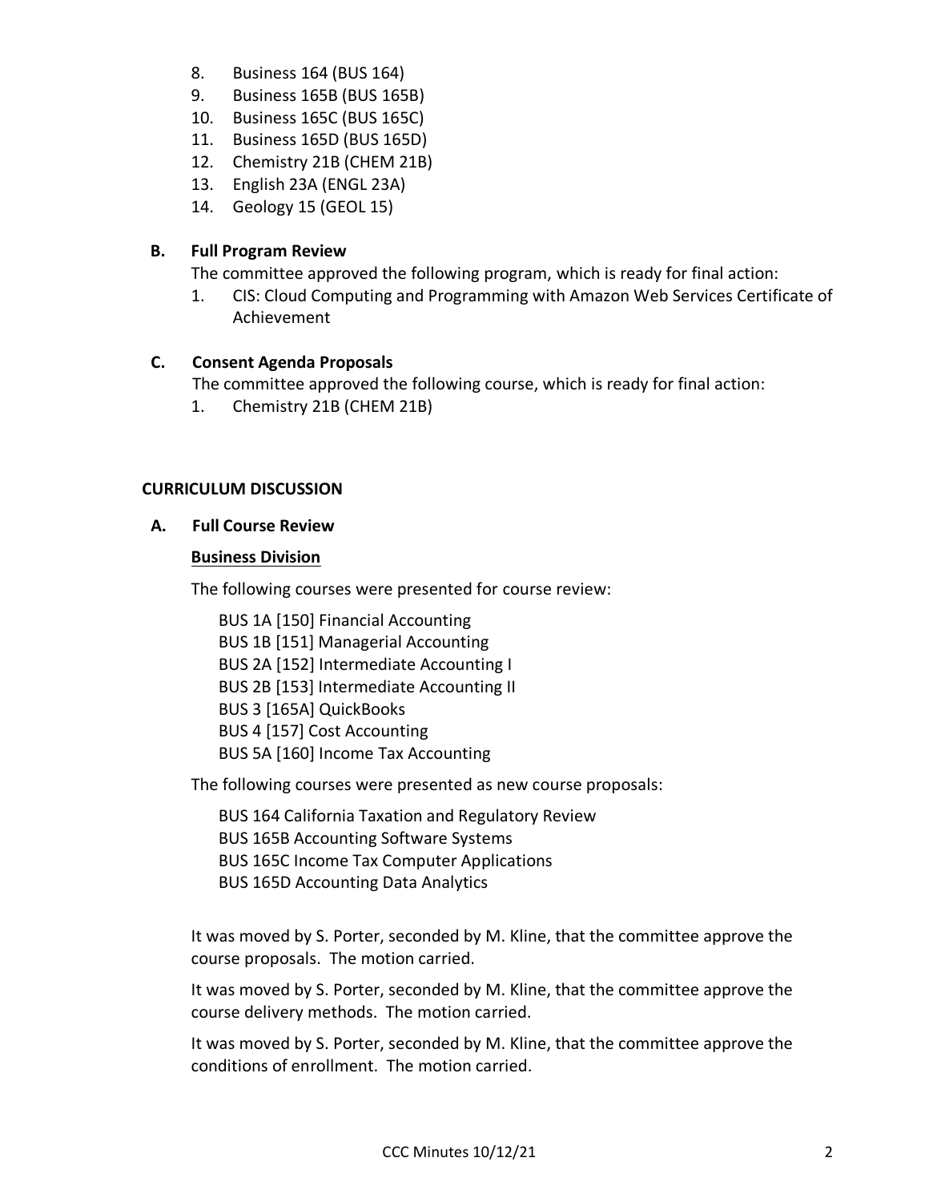8. Business 164 (BUS 164)
9. Business 165B (BUS 165B)
10. Business 165C (BUS 165C)
11. Business 165D (BUS 165D)
12. Chemistry 21B (CHEM 21B)
13. English 23A (ENGL 23A)
14. Geology 15 (GEOL 15)

**B. Full Program Review**

The committee approved the following program, which is ready for final action:

1. CIS: Cloud Computing and Programming with Amazon Web Services Certificate of Achievement

**C. Consent Agenda Proposals**

The committee approved the following course, which is ready for final action:

1. Chemistry 21B (CHEM 21B)

## CURRICULUM DISCUSSION

**A. Full Course Review**

**Business Division**

The following courses were presented for course review:

BUS 1A [150] Financial Accounting
BUS 1B [151] Managerial Accounting
BUS 2A [152] Intermediate Accounting I
BUS 2B [153] Intermediate Accounting II
BUS 3 [165A] QuickBooks
BUS 4 [157] Cost Accounting
BUS 5A [160] Income Tax Accounting

The following courses were presented as new course proposals:

BUS 164 California Taxation and Regulatory Review
BUS 165B Accounting Software Systems
BUS 165C Income Tax Computer Applications
BUS 165D Accounting Data Analytics

It was moved by S. Porter, seconded by M. Kline, that the committee approve the course proposals. The motion carried.

It was moved by S. Porter, seconded by M. Kline, that the committee approve the course delivery methods. The motion carried.

It was moved by S. Porter, seconded by M. Kline, that the committee approve the conditions of enrollment. The motion carried.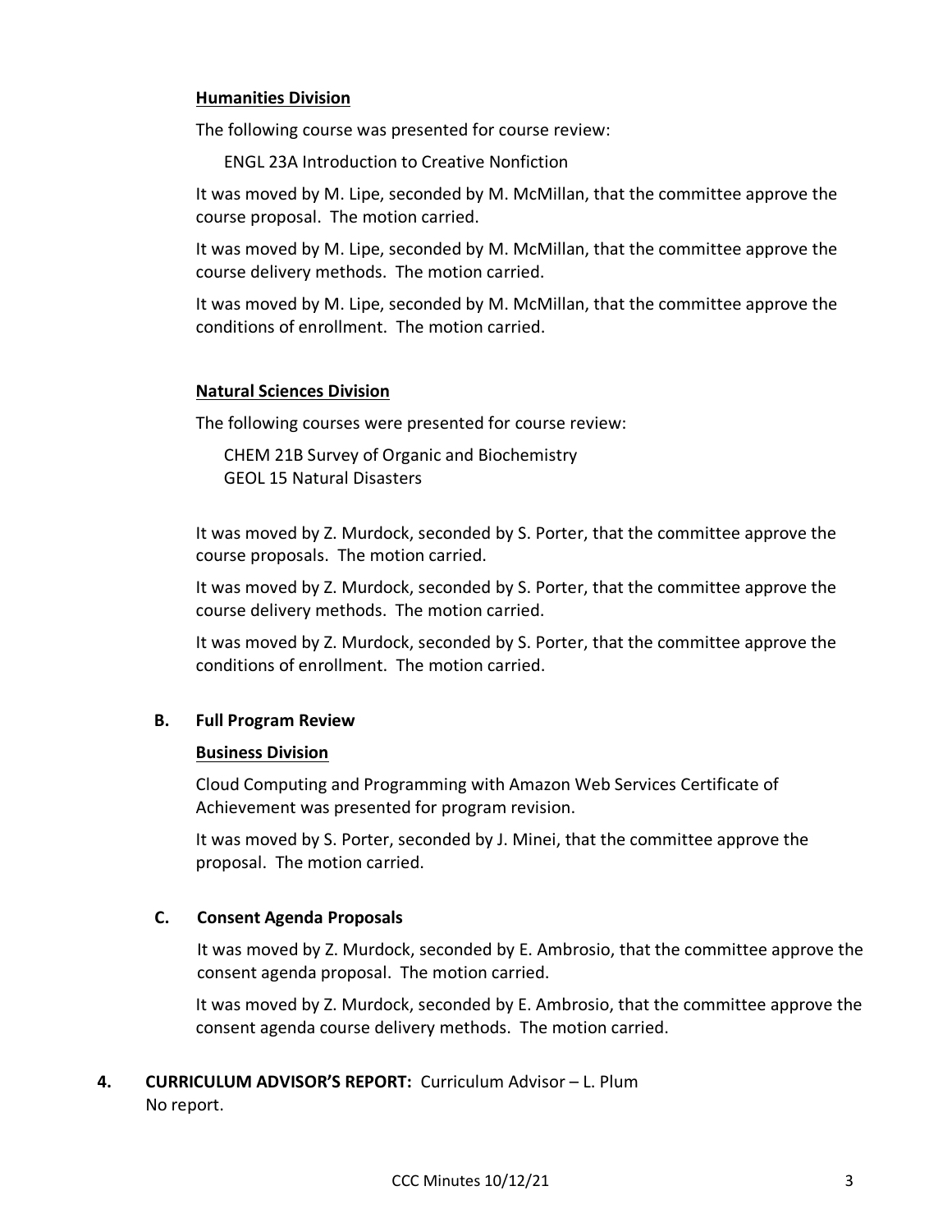**Humanities Division**

The following course was presented for course review:

ENGL 23A Introduction to Creative Nonfiction

It was moved by M. Lipe, seconded by M. McMillan, that the committee approve the course proposal. The motion carried.

It was moved by M. Lipe, seconded by M. McMillan, that the committee approve the course delivery methods. The motion carried.

It was moved by M. Lipe, seconded by M. McMillan, that the committee approve the conditions of enrollment. The motion carried.

**Natural Sciences Division**

The following courses were presented for course review:

CHEM 21B Survey of Organic and Biochemistry
GEOL 15 Natural Disasters

It was moved by Z. Murdock, seconded by S. Porter, that the committee approve the course proposals. The motion carried.

It was moved by Z. Murdock, seconded by S. Porter, that the committee approve the course delivery methods. The motion carried.

It was moved by Z. Murdock, seconded by S. Porter, that the committee approve the conditions of enrollment. The motion carried.

**B. Full Program Review**

**Business Division**

Cloud Computing and Programming with Amazon Web Services Certificate of Achievement was presented for program revision.

It was moved by S. Porter, seconded by J. Minei, that the committee approve the proposal. The motion carried.

**C. Consent Agenda Proposals**

It was moved by Z. Murdock, seconded by E. Ambrosio, that the committee approve the consent agenda proposal. The motion carried.

It was moved by Z. Murdock, seconded by E. Ambrosio, that the committee approve the consent agenda course delivery methods. The motion carried.

**4. CURRICULUM ADVISOR'S REPORT:** Curriculum Advisor – L. Plum
No report.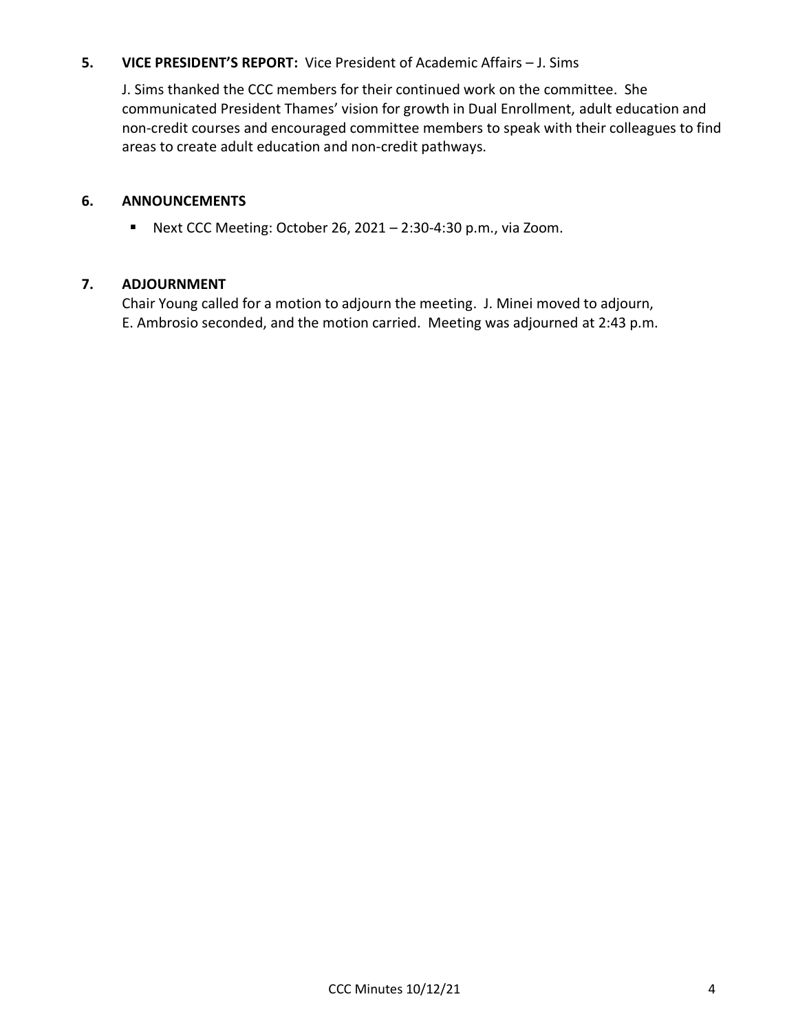## 5. VICE PRESIDENT'S REPORT: Vice President of Academic Affairs – J. Sims

J. Sims thanked the CCC members for their continued work on the committee. She communicated President Thames' vision for growth in Dual Enrollment, adult education and non-credit courses and encouraged committee members to speak with their colleagues to find areas to create adult education and non-credit pathways.

## 6. ANNOUNCEMENTS

- Next CCC Meeting: October 26, 2021 – 2:30-4:30 p.m., via Zoom.

## 7. ADJOURNMENT

Chair Young called for a motion to adjourn the meeting. J. Minei moved to adjourn, E. Ambrosio seconded, and the motion carried. Meeting was adjourned at 2:43 p.m.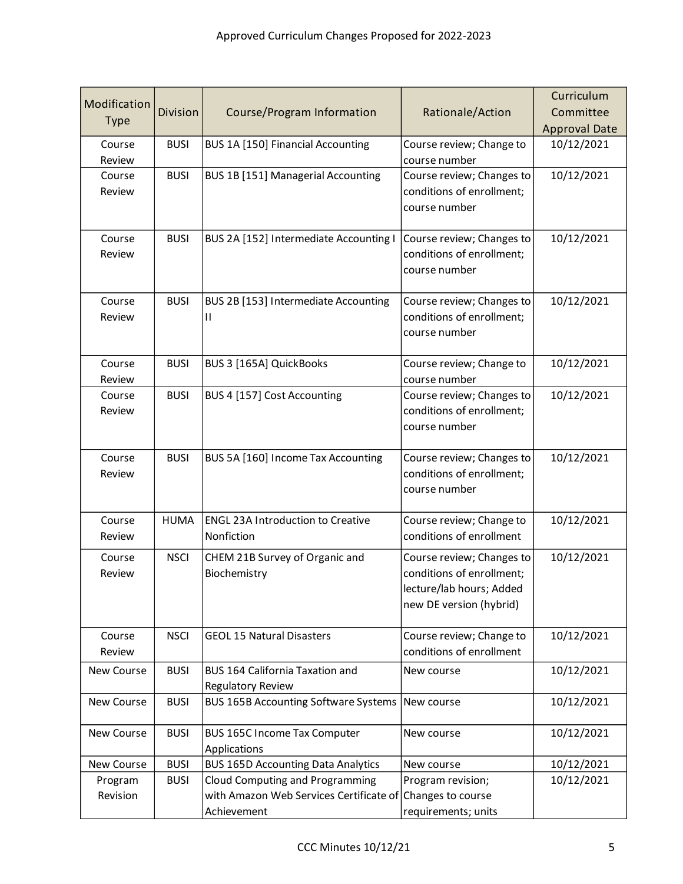# Approved Curriculum Changes Proposed for 2022-2023

| Modification Type | Division | Course/Program Information | Rationale/Action | Curriculum Committee Approval Date |
|---|---|---|---|---|
| Course Review | BUSI | BUS 1A [150] Financial Accounting | Course review; Change to course number | 10/12/2021 |
| Course Review | BUSI | BUS 1B [151] Managerial Accounting | Course review; Changes to conditions of enrollment; course number | 10/12/2021 |
| Course Review | BUSI | BUS 2A [152] Intermediate Accounting I | Course review; Changes to conditions of enrollment; course number | 10/12/2021 |
| Course Review | BUSI | BUS 2B [153] Intermediate Accounting II | Course review; Changes to conditions of enrollment; course number | 10/12/2021 |
| Course Review | BUSI | BUS 3 [165A] QuickBooks | Course review; Change to course number | 10/12/2021 |
| Course Review | BUSI | BUS 4 [157] Cost Accounting | Course review; Changes to conditions of enrollment; course number | 10/12/2021 |
| Course Review | BUSI | BUS 5A [160] Income Tax Accounting | Course review; Changes to conditions of enrollment; course number | 10/12/2021 |
| Course Review | HUMA | ENGL 23A Introduction to Creative Nonfiction | Course review; Change to conditions of enrollment | 10/12/2021 |
| Course Review | NSCI | CHEM 21B Survey of Organic and Biochemistry | Course review; Changes to conditions of enrollment; lecture/lab hours; Added new DE version (hybrid) | 10/12/2021 |
| Course Review | NSCI | GEOL 15 Natural Disasters | Course review; Change to conditions of enrollment | 10/12/2021 |
| New Course | BUSI | BUS 164 California Taxation and Regulatory Review | New course | 10/12/2021 |
| New Course | BUSI | BUS 165B Accounting Software Systems | New course | 10/12/2021 |
| New Course | BUSI | BUS 165C Income Tax Computer Applications | New course | 10/12/2021 |
| New Course | BUSI | BUS 165D Accounting Data Analytics | New course | 10/12/2021 |
| Program Revision | BUSI | Cloud Computing and Programming with Amazon Web Services Certificate of Achievement | Program revision; Changes to course requirements; units | 10/12/2021 |